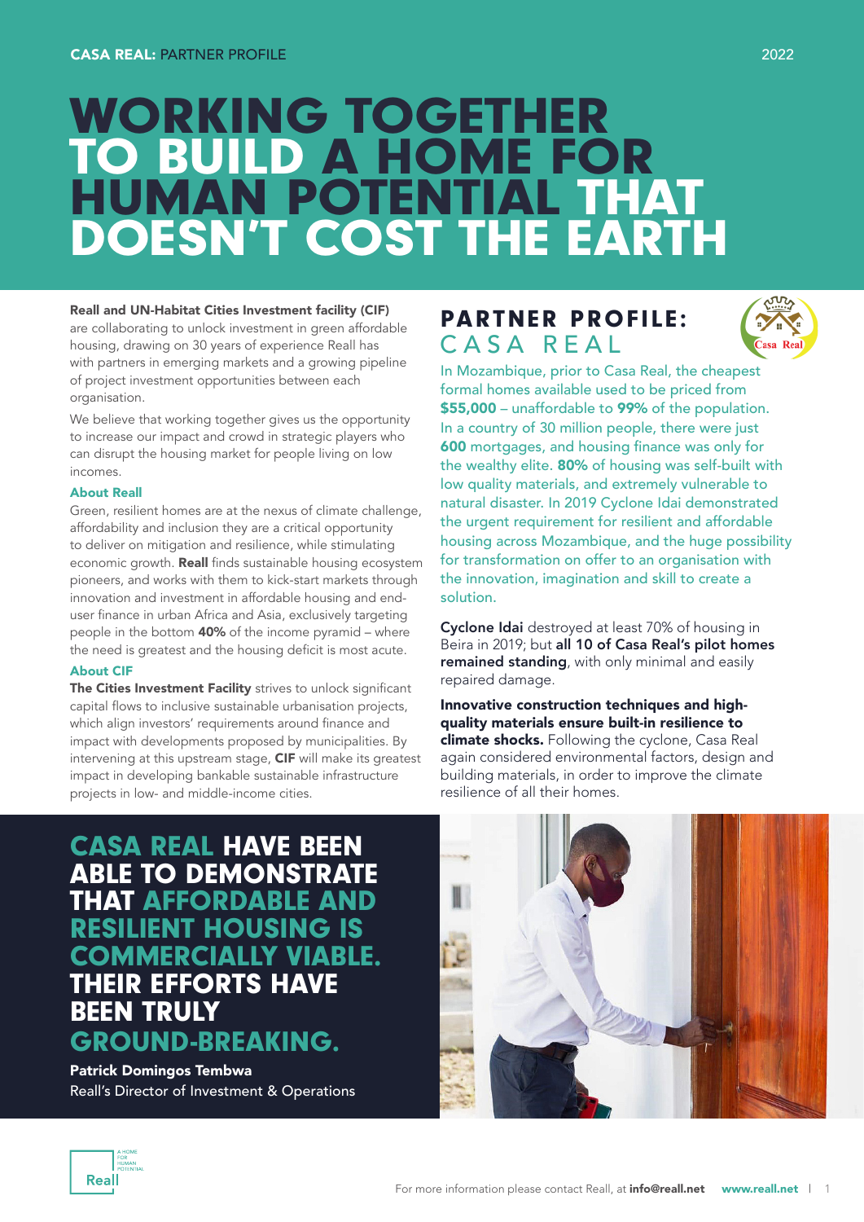**CASA REAL:** PARTNER PROFILE

2022

# WORKING TOGETHER TO BUILD A HOME FOR HUMAN POTENTIAL THAT DOESN'T COST THE EARTH

**Real and UN-Habitat Cities Investment facility (CIF)** are collaborating to unlock investment in green affordable housing, drawing on 30 years of experience Reall has with partners in emerging markets and a growing pipeline of project investment opportunities between each organisation.

We believe that working together gives us the opportunity to increase our impact and crowd in strategic players who can disrupt the housing market for people living on low incomes.

### About Reall

Green, resilient homes are at the nexus of climate challenge, affordability and inclusion they are a critical opportunity to deliver on mitigation and resilience, while stimulating economic growth. **Reall** finds sustainable housing ecosystem pioneers, and works with them to kick-start markets through innovation and investment in affordable housing and end-user finance in urban Africa and Asia, exclusively targeting people in the bottom **40%** of the income pyramid – where the need is greatest and the housing deficit is most acute.

### About CIF

**The Cities Investment Facility** strives to unlock significant capital flows to inclusive sustainable urbanisation projects, which align investors' requirements around finance and impact with developments proposed by municipalities. By intervening at this upstream stage, **CIF** will make its greatest impact in developing bankable sustainable infrastructure projects in low- and middle-income cities.

## PARTNER PROFILE: CASA REAL

In Mozambique, prior to Casa Real, the cheapest formal homes available used to be priced from **$55,000** – unaffordable to **99%** of the population. In a country of 30 million people, there were just **600** mortgages, and housing finance was only for the wealthy elite. **80%** of housing was self-built with low quality materials, and extremely vulnerable to natural disaster. In 2019 Cyclone Idai demonstrated the urgent requirement for resilient and affordable housing across Mozambique, and the huge possibility for transformation on offer to an organisation with the innovation, imagination and skill to create a solution.

**Cyclone Idai** destroyed at least 70% of housing in Beira in 2019; but **all 10 of Casa Real's pilot homes remained standing**, with only minimal and easily repaired damage.

**Innovative construction techniques and high-quality materials ensure built-in resilience to climate shocks.** Following the cyclone, Casa Real again considered environmental factors, design and building materials, in order to improve the climate resilience of all their homes.

> **CASA REAL HAVE BEEN ABLE TO DEMONSTRATE THAT AFFORDABLE AND RESILIENT HOUSING IS COMMERCIALLY VIABLE. THEIR EFFORTS HAVE BEEN TRULY GROUND-BREAKING.**
>
> **Patrick Domingos Tembwa**
> Reall's Director of Investment & Operations

For more information please contact Reall, at **info@reall.net** **www.reall.net**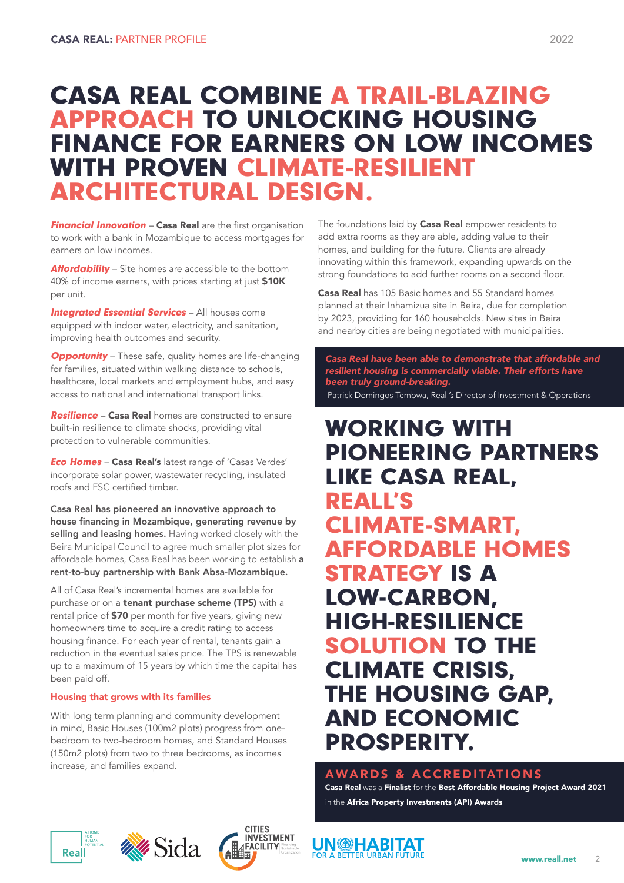# CASA REAL COMBINE A TRAIL-BLAZING APPROACH TO UNLOCKING HOUSING FINANCE FOR EARNERS ON LOW INCOMES WITH PROVEN CLIMATE-RESILIENT ARCHITECTURAL DESIGN.

***Financial Innovation*** – **Casa Real** are the first organisation to work with a bank in Mozambique to access mortgages for earners on low incomes.

***Affordability*** – Site homes are accessible to the bottom 40% of income earners, with prices starting at just **$10K** per unit.

***Integrated Essential Services*** – All houses come equipped with indoor water, electricity, and sanitation, improving health outcomes and security.

***Opportunity*** – These safe, quality homes are life-changing for families, situated within walking distance to schools, healthcare, local markets and employment hubs, and easy access to national and international transport links.

***Resilience*** – **Casa Real** homes are constructed to ensure built-in resilience to climate shocks, providing vital protection to vulnerable communities.

***Eco Homes*** – **Casa Real's** latest range of 'Casas Verdes' incorporate solar power, wastewater recycling, insulated roofs and FSC certified timber.

**Casa Real has pioneered an innovative approach to house financing in Mozambique, generating revenue by selling and leasing homes.** Having worked closely with the Beira Municipal Council to agree much smaller plot sizes for affordable homes, Casa Real has been working to establish **a rent-to-buy partnership with Bank Absa-Mozambique.**

All of Casa Real's incremental homes are available for purchase or on a **tenant purchase scheme (TPS)** with a rental price of **$70** per month for five years, giving new homeowners time to acquire a credit rating to access housing finance. For each year of rental, tenants gain a reduction in the eventual sales price. The TPS is renewable up to a maximum of 15 years by which time the capital has been paid off.

### Housing that grows with its families

With long term planning and community development in mind, Basic Houses (100m2 plots) progress from one-bedroom to two-bedroom homes, and Standard Houses (150m2 plots) from two to three bedrooms, as incomes increase, and families expand.

The foundations laid by **Casa Real** empower residents to add extra rooms as they are able, adding value to their homes, and building for the future. Clients are already innovating within this framework, expanding upwards on the strong foundations to add further rooms on a second floor.

**Casa Real** has 105 Basic homes and 55 Standard homes planned at their Inhamizua site in Beira, due for completion by 2023, providing for 160 households. New sites in Beira and nearby cities are being negotiated with municipalities.

> ***Casa Real have been able to demonstrate that affordable and resilient housing is commercially viable. Their efforts have been truly ground-breaking.***
>
> Patrick Domingos Tembwa, Reall's Director of Investment & Operations

## WORKING WITH PIONEERING PARTNERS LIKE CASA REAL, REALL'S CLIMATE-SMART, AFFORDABLE HOMES STRATEGY IS A LOW-CARBON, HIGH-RESILIENCE SOLUTION TO THE CLIMATE CRISIS, THE HOUSING GAP, AND ECONOMIC PROSPERITY.

### AWARDS & ACCREDITATIONS

**Casa Real** was a **Finalist** for the **Best Affordable Housing Project Award 2021** in the **Africa Property Investments (API) Awards**

Reall – A Home for Human Potential | Sida | Cities Investment Facility | UN-HABITAT For a Better Urban Future

www.reall.net